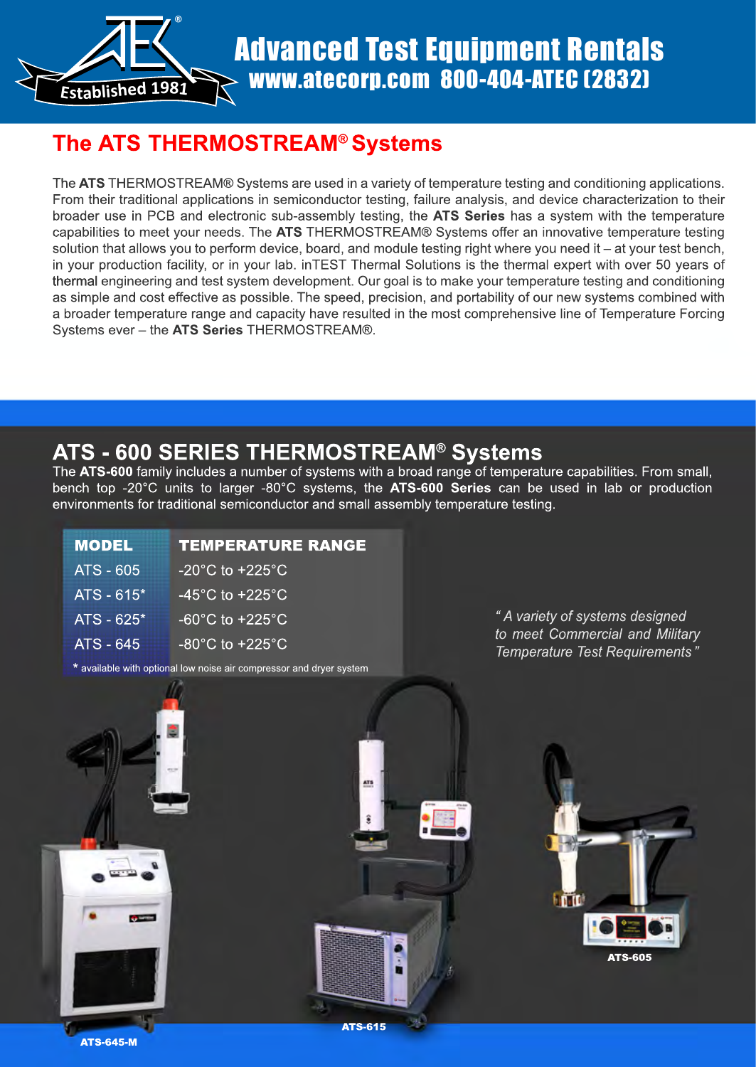# Advanced Test Equipment Rentals

www.atecorp.com 800-404-ATEC (2832)

Established 1981

## The ATS THERMOSTREAM® Systems

The **ATS** THERMOSTREAM® Systems are used in a variety of temperature testing and conditioning applications. From their traditional applications in semiconductor testing, failure analysis, and device characterization to their broader use in PCB and electronic sub-assembly testing, the **ATS Series** has a system with the temperature capabilities to meet your needs. The **ATS** THERMOSTREAM® Systems offer an innovative temperature testing solution that allows you to perform device, board, and module testing right where you need it – at your test bench, in your production facility, or in your lab. inTEST Thermal Solutions is the thermal expert with over 50 years of thermal engineering and test system development. Our goal is to make your temperature testing and conditioning as simple and cost effective as possible. The speed, precision, and portability of our new systems combined with a broader temperature range and capacity have resulted in the most comprehensive line of Temperature Forcing Systems ever – the **ATS Series** THERMOSTREAM®.

## ATS - 600 SERIES THERMOSTREAM® Systems

The **ATS-600** family includes a number of systems with a broad range of temperature capabilities. From small, bench top -20°C units to larger -80°C systems, the **ATS-600 Series** can be used in lab or production environments for traditional semiconductor and small assembly temperature testing.

| MODEL | TEMPERATURE RANGE |
|---|---|
| ATS - 605 | -20°C to +225°C |
| ATS - 615* | -45°C to +225°C |
| ATS - 625* | -60°C to +225°C |
| ATS - 645 | -80°C to +225°C |

\* available with optional low noise air compressor and dryer system

*" A variety of systems designed to meet Commercial and Military Temperature Test Requirements "*

ATS-645-M

ATS-615

ATS-605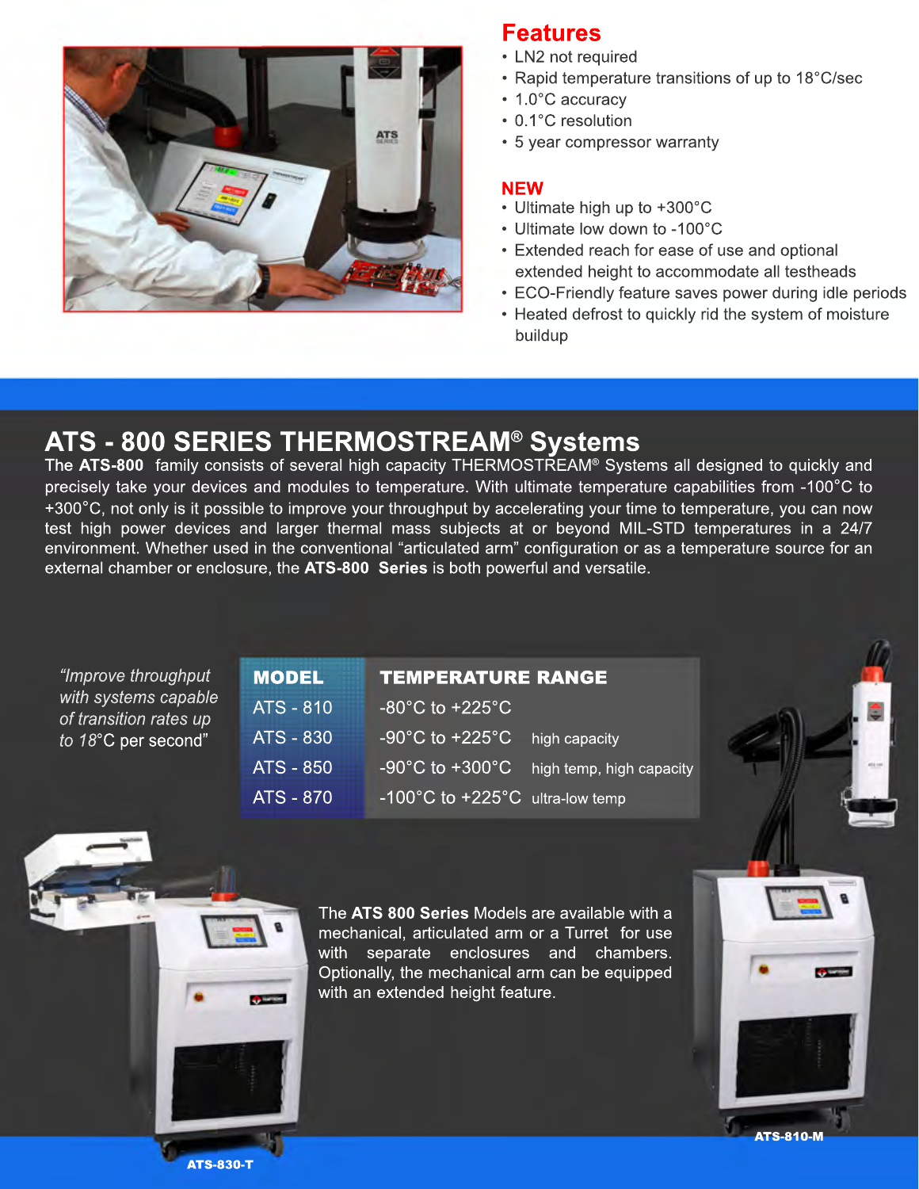## Features

- LN2 not required
- Rapid temperature transitions of up to 18°C/sec
- 1.0°C accuracy
- 0.1°C resolution
- 5 year compressor warranty

## NEW

- Ultimate high up to +300°C
- Ultimate low down to -100°C
- Extended reach for ease of use and optional extended height to accommodate all testheads
- ECO-Friendly feature saves power during idle periods
- Heated defrost to quickly rid the system of moisture buildup

# ATS - 800 SERIES THERMOSTREAM® Systems

The **ATS-800** family consists of several high capacity THERMOSTREAM® Systems all designed to quickly and precisely take your devices and modules to temperature. With ultimate temperature capabilities from -100°C to +300°C, not only is it possible to improve your throughput by accelerating your time to temperature, you can now test high power devices and larger thermal mass subjects at or beyond MIL-STD temperatures in a 24/7 environment. Whether used in the conventional "articulated arm" configuration or as a temperature source for an external chamber or enclosure, the **ATS-800 Series** is both powerful and versatile.

*"Improve throughput with systems capable of transition rates up to 18°C per second"*

| MODEL | TEMPERATURE RANGE | |
|---|---|---|
| ATS - 810 | -80°C to +225°C | |
| ATS - 830 | -90°C to +225°C | high capacity |
| ATS - 850 | -90°C to +300°C | high temp, high capacity |
| ATS - 870 | -100°C to +225°C | ultra-low temp |

The **ATS 800 Series** Models are available with a mechanical, articulated arm or a Turret for use with separate enclosures and chambers. Optionally, the mechanical arm can be equipped with an extended height feature.

**ATS-830-T**

**ATS-810-M**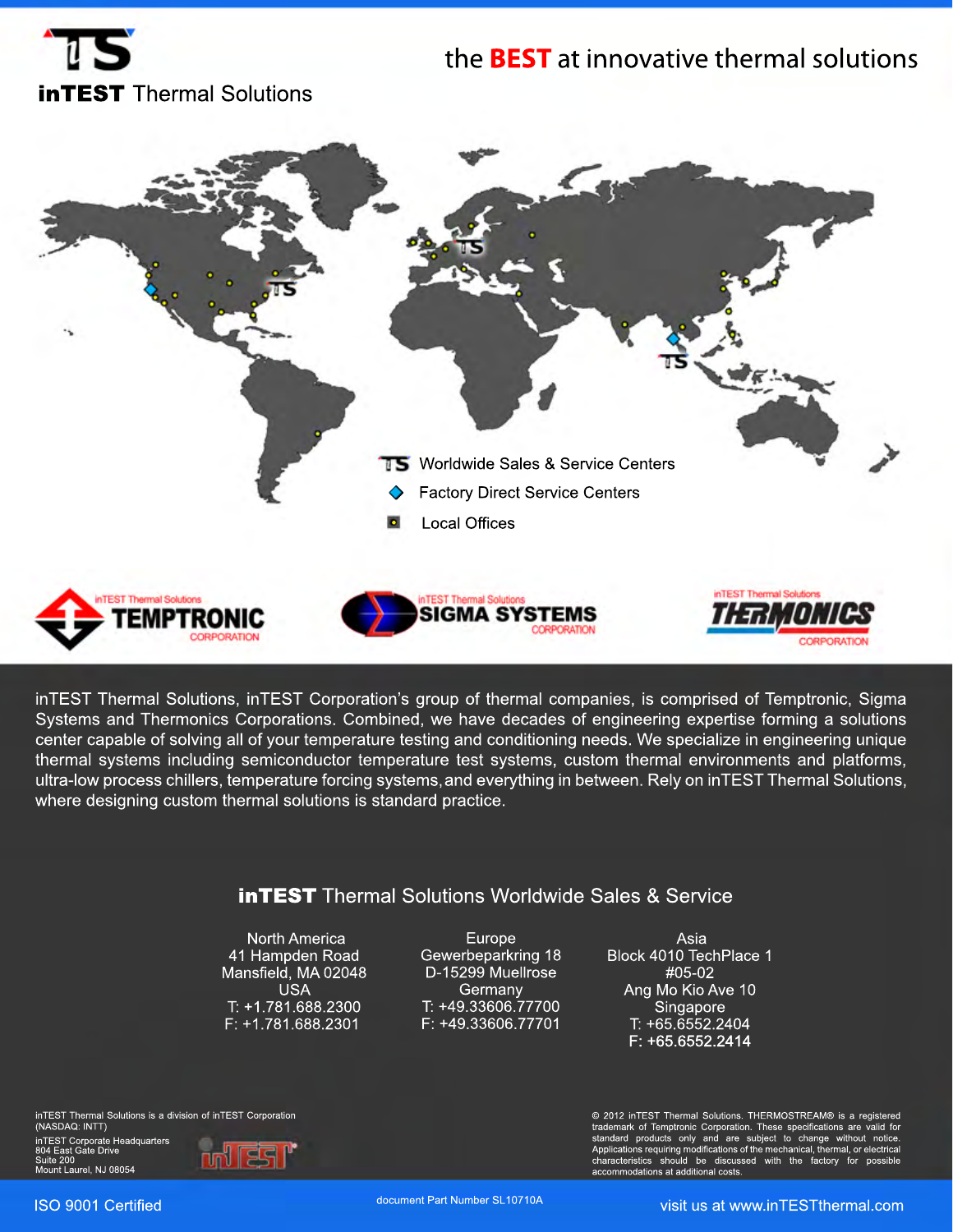**inTEST** Thermal Solutions

the **BEST** at innovative thermal solutions

Worldwide Sales & Service Centers

Factory Direct Service Centers

Local Offices

inTEST Thermal Solutions TEMPTRONIC CORPORATION

inTEST Thermal Solutions SIGMA SYSTEMS CORPORATION

inTEST Thermal Solutions THERMONICS CORPORATION

inTEST Thermal Solutions, inTEST Corporation's group of thermal companies, is comprised of Temptronic, Sigma Systems and Thermonics Corporations. Combined, we have decades of engineering expertise forming a solutions center capable of solving all of your temperature testing and conditioning needs. We specialize in engineering unique thermal systems including semiconductor temperature test systems, custom thermal environments and platforms, ultra-low process chillers, temperature forcing systems, and everything in between. Rely on inTEST Thermal Solutions, where designing custom thermal solutions is standard practice.

## inTEST Thermal Solutions Worldwide Sales & Service

North America
41 Hampden Road
Mansfield, MA 02048
USA
T: +1.781.688.2300
F: +1.781.688.2301

Europe
Gewerbeparkring 18
D-15299 Muellrose
Germany
T: +49.33606.77700
F: +49.33606.77701

Asia
Block 4010 TechPlace 1
#05-02
Ang Mo Kio Ave 10
Singapore
T: +65.6552.2404
F: +65.6552.2414

inTEST Thermal Solutions is a division of inTEST Corporation (NASDAQ: INTT)
inTEST Corporate Headquarters
804 East Gate Drive
Suite 200
Mount Laurel, NJ 08054

© 2012 inTEST Thermal Solutions. THERMOSTREAM® is a registered trademark of Temptronic Corporation. These specifications are valid for standard products only and are subject to change without notice. Applications requiring modifications of the mechanical, thermal, or electrical characteristics should be discussed with the factory for possible accommodations at additional costs.

ISO 9001 Certified

document Part Number SL10710A

visit us at www.inTESTthermal.com